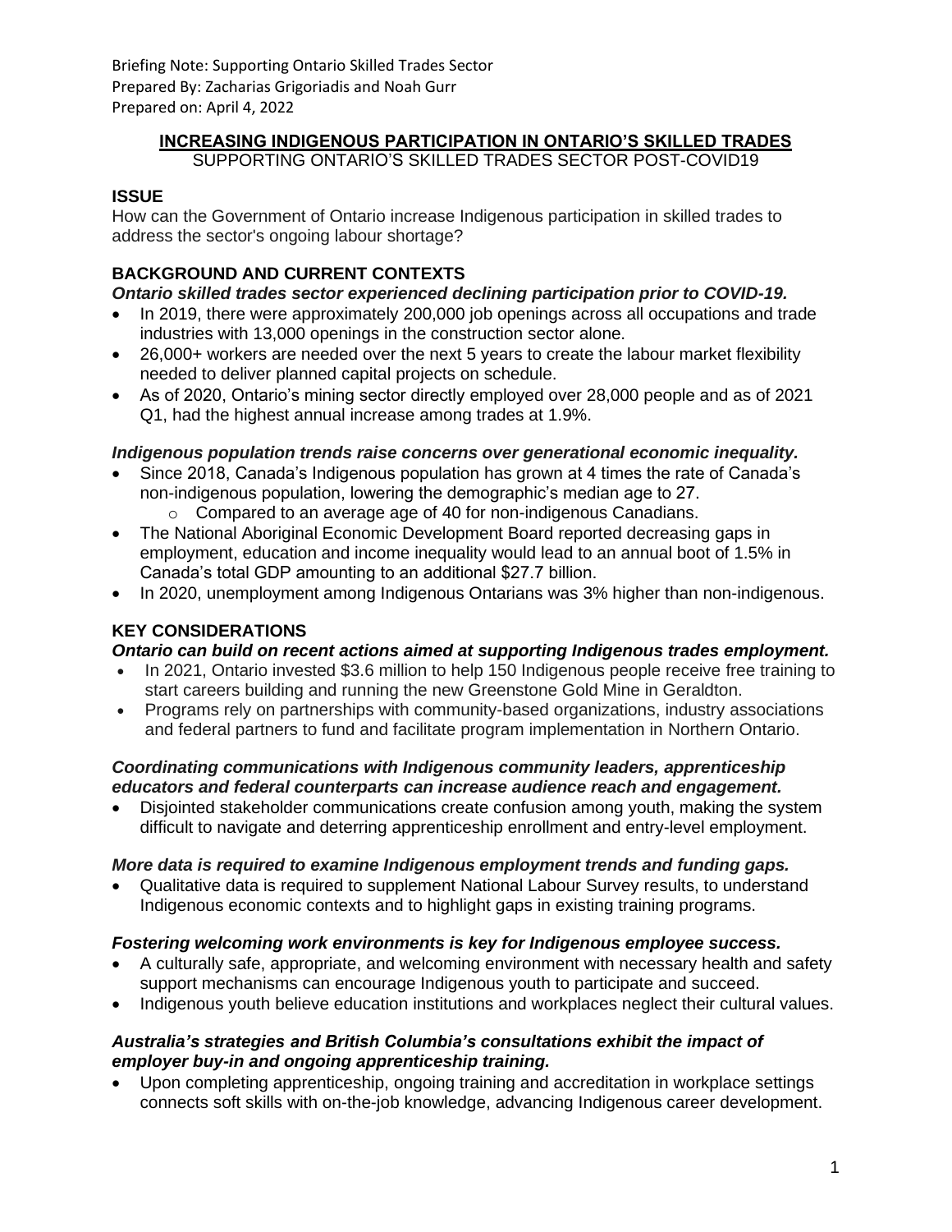Briefing Note: Supporting Ontario Skilled Trades Sector
Prepared By: Zacharias Grigoriadis and Noah Gurr
Prepared on: April 4, 2022

# INCREASING INDIGENOUS PARTICIPATION IN ONTARIO'S SKILLED TRADES

SUPPORTING ONTARIO'S SKILLED TRADES SECTOR POST-COVID19

## ISSUE

How can the Government of Ontario increase Indigenous participation in skilled trades to address the sector's ongoing labour shortage?

## BACKGROUND AND CURRENT CONTEXTS

***Ontario skilled trades sector experienced declining participation prior to COVID-19.***

- In 2019, there were approximately 200,000 job openings across all occupations and trade industries with 13,000 openings in the construction sector alone.
- 26,000+ workers are needed over the next 5 years to create the labour market flexibility needed to deliver planned capital projects on schedule.
- As of 2020, Ontario's mining sector directly employed over 28,000 people and as of 2021 Q1, had the highest annual increase among trades at 1.9%.

***Indigenous population trends raise concerns over generational economic inequality.***

- Since 2018, Canada's Indigenous population has grown at 4 times the rate of Canada's non-indigenous population, lowering the demographic's median age to 27.
  - Compared to an average age of 40 for non-indigenous Canadians.
- The National Aboriginal Economic Development Board reported decreasing gaps in employment, education and income inequality would lead to an annual boot of 1.5% in Canada's total GDP amounting to an additional $27.7 billion.
- In 2020, unemployment among Indigenous Ontarians was 3% higher than non-indigenous.

## KEY CONSIDERATIONS

***Ontario can build on recent actions aimed at supporting Indigenous trades employment.***

- In 2021, Ontario invested $3.6 million to help 150 Indigenous people receive free training to start careers building and running the new Greenstone Gold Mine in Geraldton.
- Programs rely on partnerships with community-based organizations, industry associations and federal partners to fund and facilitate program implementation in Northern Ontario.

***Coordinating communications with Indigenous community leaders, apprenticeship educators and federal counterparts can increase audience reach and engagement.***

- Disjointed stakeholder communications create confusion among youth, making the system difficult to navigate and deterring apprenticeship enrollment and entry-level employment.

***More data is required to examine Indigenous employment trends and funding gaps.***

- Qualitative data is required to supplement National Labour Survey results, to understand Indigenous economic contexts and to highlight gaps in existing training programs.

***Fostering welcoming work environments is key for Indigenous employee success.***

- A culturally safe, appropriate, and welcoming environment with necessary health and safety support mechanisms can encourage Indigenous youth to participate and succeed.
- Indigenous youth believe education institutions and workplaces neglect their cultural values.

***Australia's strategies and British Columbia's consultations exhibit the impact of employer buy-in and ongoing apprenticeship training.***

- Upon completing apprenticeship, ongoing training and accreditation in workplace settings connects soft skills with on-the-job knowledge, advancing Indigenous career development.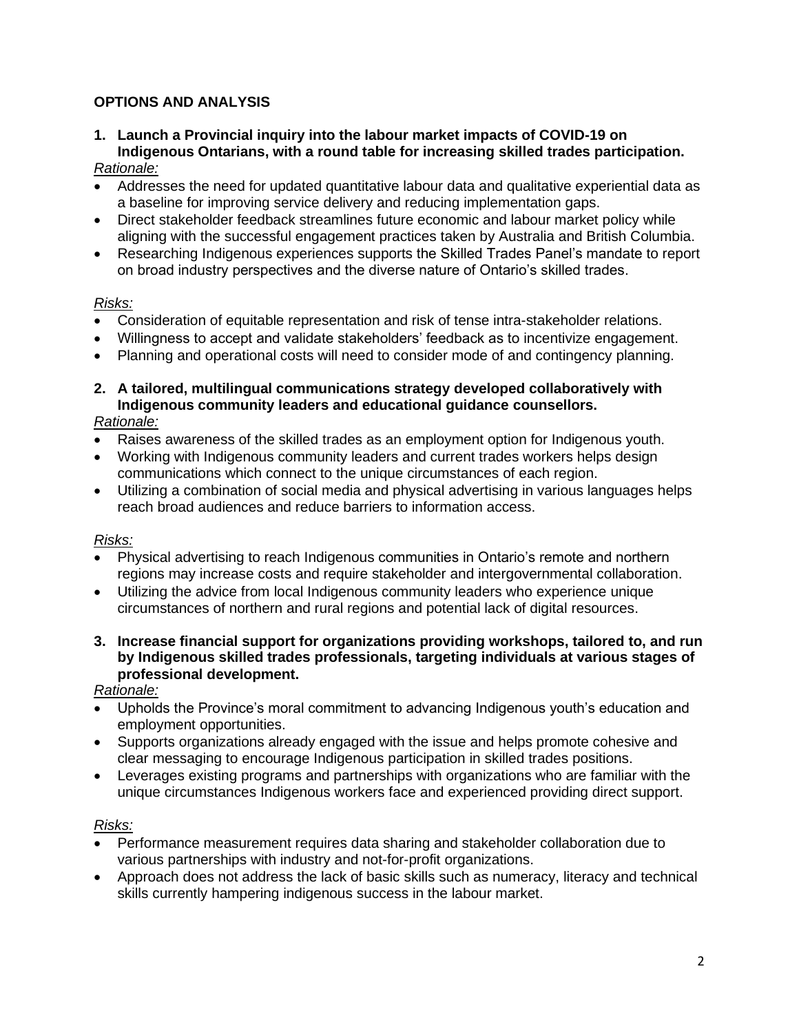## OPTIONS AND ANALYSIS

1. **Launch a Provincial inquiry into the labour market impacts of COVID-19 on Indigenous Ontarians, with a round table for increasing skilled trades participation.**

*Rationale:*

- Addresses the need for updated quantitative labour data and qualitative experiential data as a baseline for improving service delivery and reducing implementation gaps.
- Direct stakeholder feedback streamlines future economic and labour market policy while aligning with the successful engagement practices taken by Australia and British Columbia.
- Researching Indigenous experiences supports the Skilled Trades Panel's mandate to report on broad industry perspectives and the diverse nature of Ontario's skilled trades.

*Risks:*

- Consideration of equitable representation and risk of tense intra-stakeholder relations.
- Willingness to accept and validate stakeholders' feedback as to incentivize engagement.
- Planning and operational costs will need to consider mode of and contingency planning.

2. **A tailored, multilingual communications strategy developed collaboratively with Indigenous community leaders and educational guidance counsellors.**

*Rationale:*

- Raises awareness of the skilled trades as an employment option for Indigenous youth.
- Working with Indigenous community leaders and current trades workers helps design communications which connect to the unique circumstances of each region.
- Utilizing a combination of social media and physical advertising in various languages helps reach broad audiences and reduce barriers to information access.

*Risks:*

- Physical advertising to reach Indigenous communities in Ontario's remote and northern regions may increase costs and require stakeholder and intergovernmental collaboration.
- Utilizing the advice from local Indigenous community leaders who experience unique circumstances of northern and rural regions and potential lack of digital resources.

3. **Increase financial support for organizations providing workshops, tailored to, and run by Indigenous skilled trades professionals, targeting individuals at various stages of professional development.**

*Rationale:*

- Upholds the Province's moral commitment to advancing Indigenous youth's education and employment opportunities.
- Supports organizations already engaged with the issue and helps promote cohesive and clear messaging to encourage Indigenous participation in skilled trades positions.
- Leverages existing programs and partnerships with organizations who are familiar with the unique circumstances Indigenous workers face and experienced providing direct support.

*Risks:*

- Performance measurement requires data sharing and stakeholder collaboration due to various partnerships with industry and not-for-profit organizations.
- Approach does not address the lack of basic skills such as numeracy, literacy and technical skills currently hampering indigenous success in the labour market.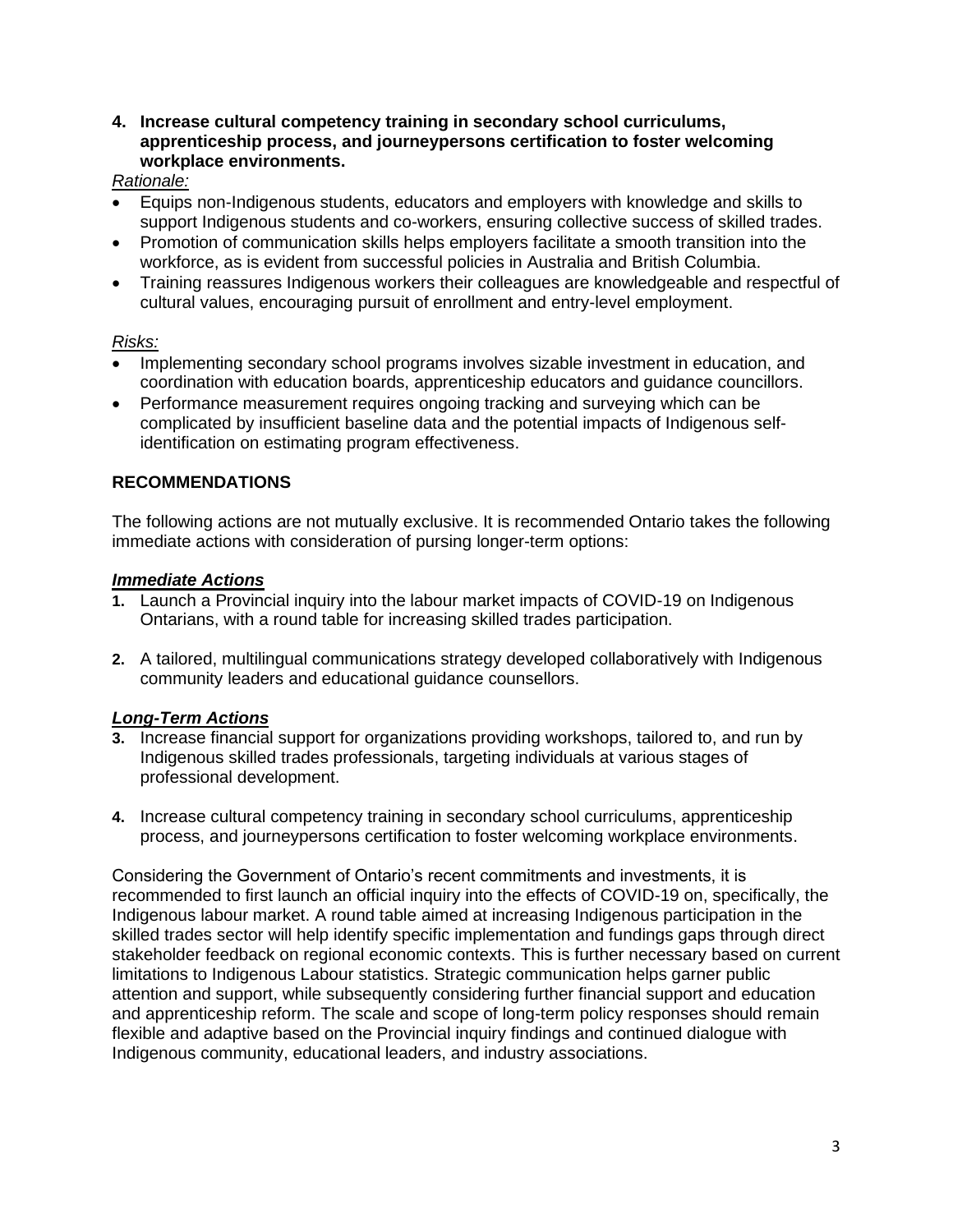**4. Increase cultural competency training in secondary school curriculums, apprenticeship process, and journeypersons certification to foster welcoming workplace environments.**

*Rationale:*

- Equips non-Indigenous students, educators and employers with knowledge and skills to support Indigenous students and co-workers, ensuring collective success of skilled trades.
- Promotion of communication skills helps employers facilitate a smooth transition into the workforce, as is evident from successful policies in Australia and British Columbia.
- Training reassures Indigenous workers their colleagues are knowledgeable and respectful of cultural values, encouraging pursuit of enrollment and entry-level employment.

*Risks:*

- Implementing secondary school programs involves sizable investment in education, and coordination with education boards, apprenticeship educators and guidance councillors.
- Performance measurement requires ongoing tracking and surveying which can be complicated by insufficient baseline data and the potential impacts of Indigenous self-identification on estimating program effectiveness.

## RECOMMENDATIONS

The following actions are not mutually exclusive. It is recommended Ontario takes the following immediate actions with consideration of pursing longer-term options:

***Immediate Actions***

1. Launch a Provincial inquiry into the labour market impacts of COVID-19 on Indigenous Ontarians, with a round table for increasing skilled trades participation.
2. A tailored, multilingual communications strategy developed collaboratively with Indigenous community leaders and educational guidance counsellors.

***Long-Term Actions***

3. Increase financial support for organizations providing workshops, tailored to, and run by Indigenous skilled trades professionals, targeting individuals at various stages of professional development.
4. Increase cultural competency training in secondary school curriculums, apprenticeship process, and journeypersons certification to foster welcoming workplace environments.

Considering the Government of Ontario's recent commitments and investments, it is recommended to first launch an official inquiry into the effects of COVID-19 on, specifically, the Indigenous labour market. A round table aimed at increasing Indigenous participation in the skilled trades sector will help identify specific implementation and fundings gaps through direct stakeholder feedback on regional economic contexts. This is further necessary based on current limitations to Indigenous Labour statistics. Strategic communication helps garner public attention and support, while subsequently considering further financial support and education and apprenticeship reform. The scale and scope of long-term policy responses should remain flexible and adaptive based on the Provincial inquiry findings and continued dialogue with Indigenous community, educational leaders, and industry associations.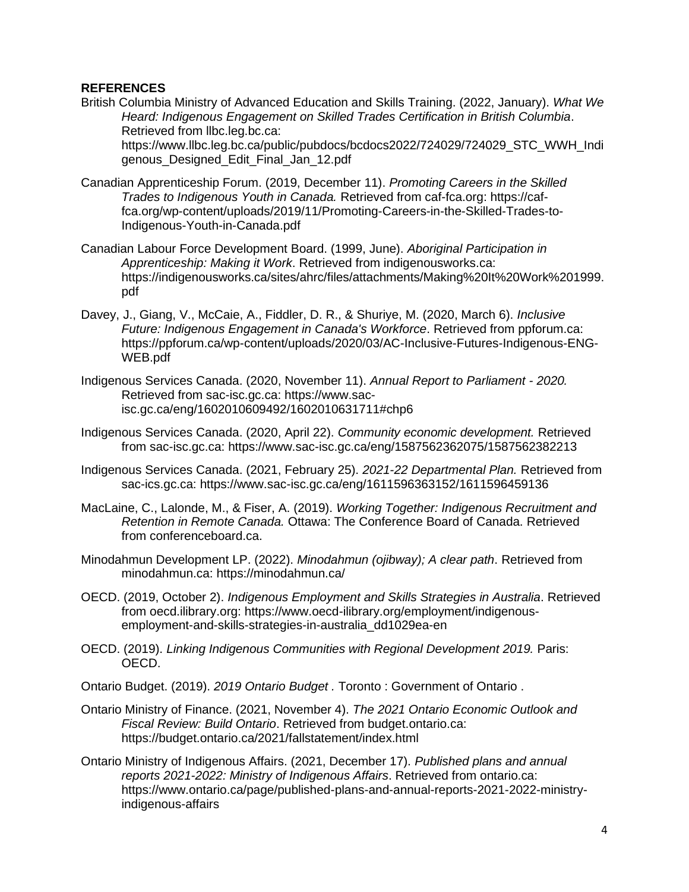## REFERENCES

British Columbia Ministry of Advanced Education and Skills Training. (2022, January). *What We Heard: Indigenous Engagement on Skilled Trades Certification in British Columbia*. Retrieved from llbc.leg.bc.ca: https://www.llbc.leg.bc.ca/public/pubdocs/bcdocs2022/724029/724029_STC_WWH_Indigenous_Designed_Edit_Final_Jan_12.pdf

Canadian Apprenticeship Forum. (2019, December 11). *Promoting Careers in the Skilled Trades to Indigenous Youth in Canada.* Retrieved from caf-fca.org: https://caf-fca.org/wp-content/uploads/2019/11/Promoting-Careers-in-the-Skilled-Trades-to-Indigenous-Youth-in-Canada.pdf

Canadian Labour Force Development Board. (1999, June). *Aboriginal Participation in Apprenticeship: Making it Work*. Retrieved from indigenousworks.ca: https://indigenousworks.ca/sites/ahrc/files/attachments/Making%20It%20Work%201999.pdf

Davey, J., Giang, V., McCaie, A., Fiddler, D. R., & Shuriye, M. (2020, March 6). *Inclusive Future: Indigenous Engagement in Canada's Workforce*. Retrieved from ppforum.ca: https://ppforum.ca/wp-content/uploads/2020/03/AC-Inclusive-Futures-Indigenous-ENG-WEB.pdf

Indigenous Services Canada. (2020, November 11). *Annual Report to Parliament - 2020.* Retrieved from sac-isc.gc.ca: https://www.sac-isc.gc.ca/eng/1602010609492/1602010631711#chp6

Indigenous Services Canada. (2020, April 22). *Community economic development.* Retrieved from sac-isc.gc.ca: https://www.sac-isc.gc.ca/eng/1587562362075/1587562382213

Indigenous Services Canada. (2021, February 25). *2021-22 Departmental Plan.* Retrieved from sac-ics.gc.ca: https://www.sac-isc.gc.ca/eng/1611596363152/1611596459136

MacLaine, C., Lalonde, M., & Fiser, A. (2019). *Working Together: Indigenous Recruitment and Retention in Remote Canada.* Ottawa: The Conference Board of Canada. Retrieved from conferenceboard.ca.

Minodahmun Development LP. (2022). *Minodahmun (ojibway); A clear path*. Retrieved from minodahmun.ca: https://minodahmun.ca/

OECD. (2019, October 2). *Indigenous Employment and Skills Strategies in Australia*. Retrieved from oecd.ilibrary.org: https://www.oecd-ilibrary.org/employment/indigenous-employment-and-skills-strategies-in-australia_dd1029ea-en

OECD. (2019). *Linking Indigenous Communities with Regional Development 2019.* Paris: OECD.

Ontario Budget. (2019). *2019 Ontario Budget .* Toronto : Government of Ontario .

Ontario Ministry of Finance. (2021, November 4). *The 2021 Ontario Economic Outlook and Fiscal Review: Build Ontario*. Retrieved from budget.ontario.ca: https://budget.ontario.ca/2021/fallstatement/index.html

Ontario Ministry of Indigenous Affairs. (2021, December 17). *Published plans and annual reports 2021-2022: Ministry of Indigenous Affairs*. Retrieved from ontario.ca: https://www.ontario.ca/page/published-plans-and-annual-reports-2021-2022-ministry-indigenous-affairs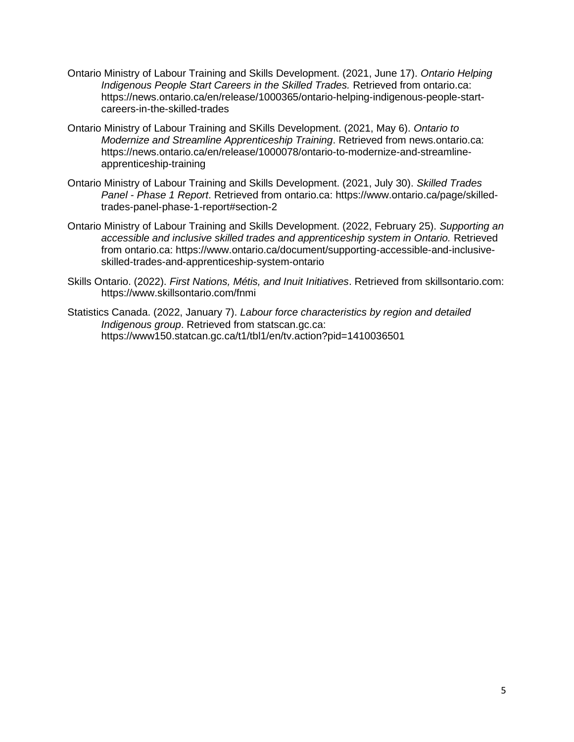Ontario Ministry of Labour Training and Skills Development. (2021, June 17). *Ontario Helping Indigenous People Start Careers in the Skilled Trades.* Retrieved from ontario.ca: https://news.ontario.ca/en/release/1000365/ontario-helping-indigenous-people-start-careers-in-the-skilled-trades

Ontario Ministry of Labour Training and SKills Development. (2021, May 6). *Ontario to Modernize and Streamline Apprenticeship Training*. Retrieved from news.ontario.ca: https://news.ontario.ca/en/release/1000078/ontario-to-modernize-and-streamline-apprenticeship-training

Ontario Ministry of Labour Training and Skills Development. (2021, July 30). *Skilled Trades Panel - Phase 1 Report*. Retrieved from ontario.ca: https://www.ontario.ca/page/skilled-trades-panel-phase-1-report#section-2

Ontario Ministry of Labour Training and Skills Development. (2022, February 25). *Supporting an accessible and inclusive skilled trades and apprenticeship system in Ontario.* Retrieved from ontario.ca: https://www.ontario.ca/document/supporting-accessible-and-inclusive-skilled-trades-and-apprenticeship-system-ontario

Skills Ontario. (2022). *First Nations, Métis, and Inuit Initiatives*. Retrieved from skillsontario.com: https://www.skillsontario.com/fnmi

Statistics Canada. (2022, January 7). *Labour force characteristics by region and detailed Indigenous group*. Retrieved from statscan.gc.ca: https://www150.statcan.gc.ca/t1/tbl1/en/tv.action?pid=1410036501